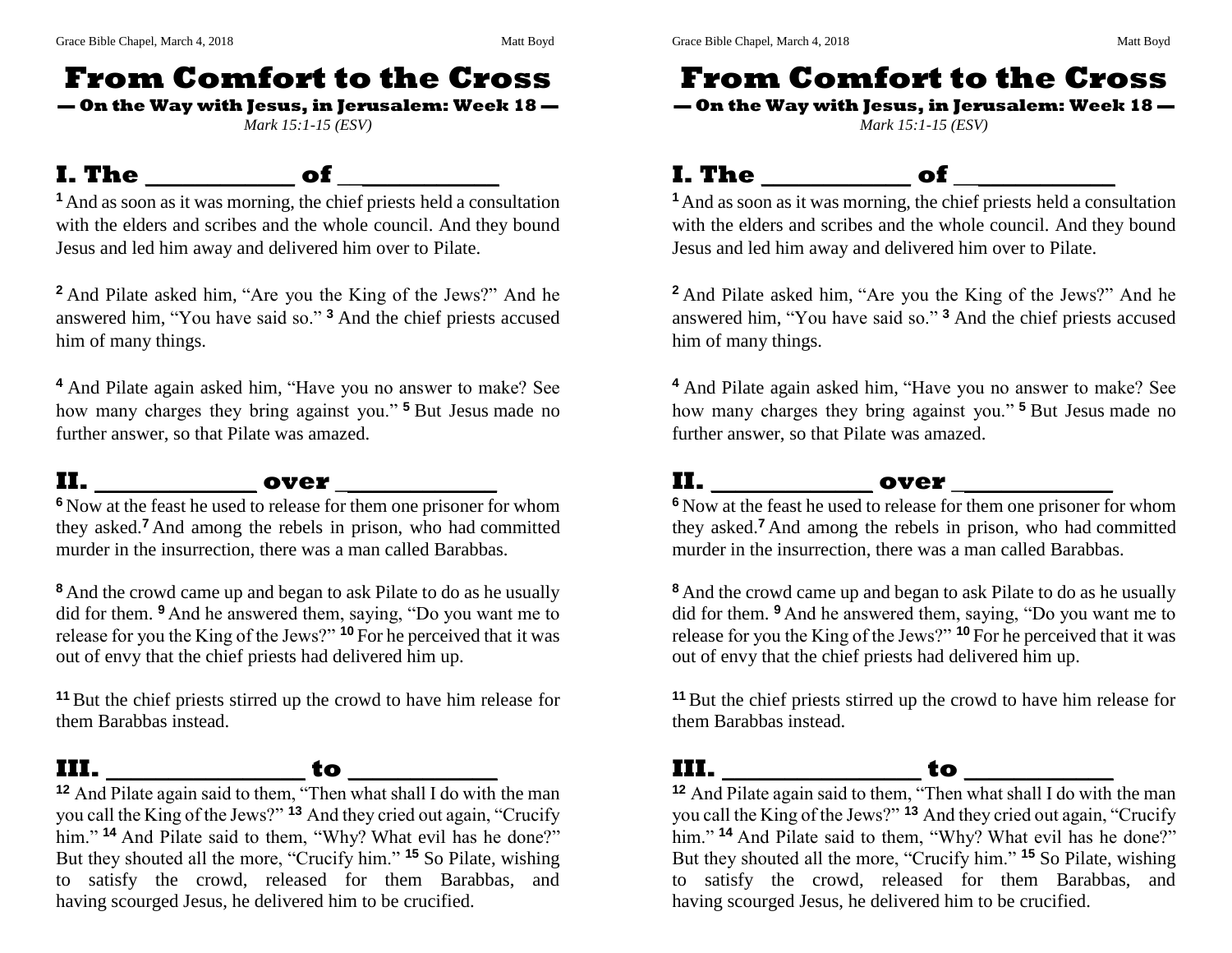# From Comfort to the Cross

**— On the Way with Jesus, in Jerusalem: Week 18 —**

*Mark 15:1-15 (ESV)*

## I. The ____________ of ____________

[1] And as soon as it was morning, the chief priests held a consultation with the elders and scribes and the whole council. And they bound Jesus and led him away and delivered him over to Pilate.

[2] And Pilate asked him, "Are you the King of the Jews?" And he answered him, "You have said so." [3] And the chief priests accused him of many things.

[4] And Pilate again asked him, "Have you no answer to make? See how many charges they bring against you." [5] But Jesus made no further answer, so that Pilate was amazed.

## II. ______________ over ______________

[6] Now at the feast he used to release for them one prisoner for whom they asked.[7] And among the rebels in prison, who had committed murder in the insurrection, there was a man called Barabbas.

[8] And the crowd came up and began to ask Pilate to do as he usually did for them. [9] And he answered them, saying, "Do you want me to release for you the King of the Jews?" [10] For he perceived that it was out of envy that the chief priests had delivered him up.

[11] But the chief priests stirred up the crowd to have him release for them Barabbas instead.

## III. ________________ to ____________

[12] And Pilate again said to them, "Then what shall I do with the man you call the King of the Jews?" [13] And they cried out again, "Crucify him." [14] And Pilate said to them, "Why? What evil has he done?" But they shouted all the more, "Crucify him." [15] So Pilate, wishing to satisfy the crowd, released for them Barabbas, and having scourged Jesus, he delivered him to be crucified.

# From Comfort to the Cross

**— On the Way with Jesus, in Jerusalem: Week 18 —**

*Mark 15:1-15 (ESV)*

## I. The ____________ of ____________

[1] And as soon as it was morning, the chief priests held a consultation with the elders and scribes and the whole council. And they bound Jesus and led him away and delivered him over to Pilate.

[2] And Pilate asked him, "Are you the King of the Jews?" And he answered him, "You have said so." [3] And the chief priests accused him of many things.

[4] And Pilate again asked him, "Have you no answer to make? See how many charges they bring against you." [5] But Jesus made no further answer, so that Pilate was amazed.

## II. ______________ over ______________

[6] Now at the feast he used to release for them one prisoner for whom they asked.[7] And among the rebels in prison, who had committed murder in the insurrection, there was a man called Barabbas.

[8] And the crowd came up and began to ask Pilate to do as he usually did for them. [9] And he answered them, saying, "Do you want me to release for you the King of the Jews?" [10] For he perceived that it was out of envy that the chief priests had delivered him up.

[11] But the chief priests stirred up the crowd to have him release for them Barabbas instead.

## III. ________________ to ____________

[12] And Pilate again said to them, "Then what shall I do with the man you call the King of the Jews?" [13] And they cried out again, "Crucify him." [14] And Pilate said to them, "Why? What evil has he done?" But they shouted all the more, "Crucify him." [15] So Pilate, wishing to satisfy the crowd, released for them Barabbas, and having scourged Jesus, he delivered him to be crucified.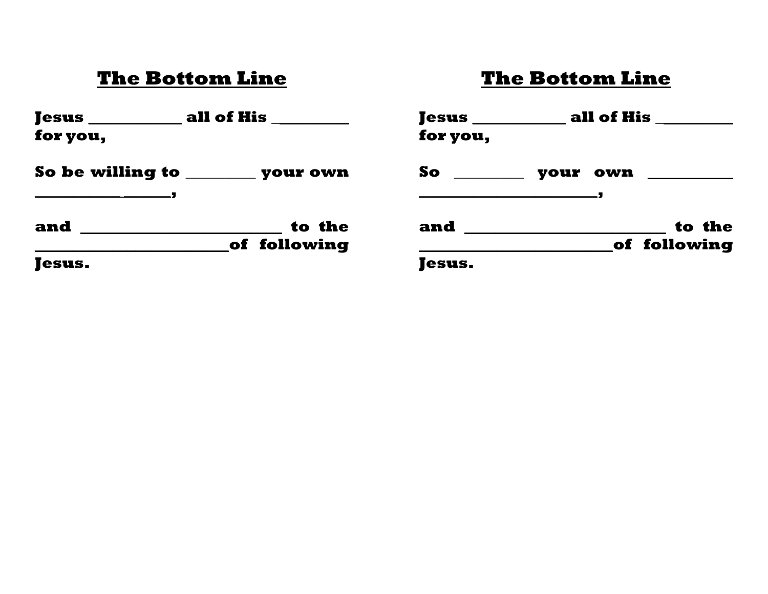## The Bottom Line

**Jesus ___________ all of His _________ for you,**

**So be willing to ________ your own ________________,**

**and ________________________ to the ________________________of following Jesus.**

## The Bottom Line

**Jesus ___________ all of His _________ for you,**

**So ________ your own __________ _____________________,**

**and ________________________ to the ________________________of following Jesus.**